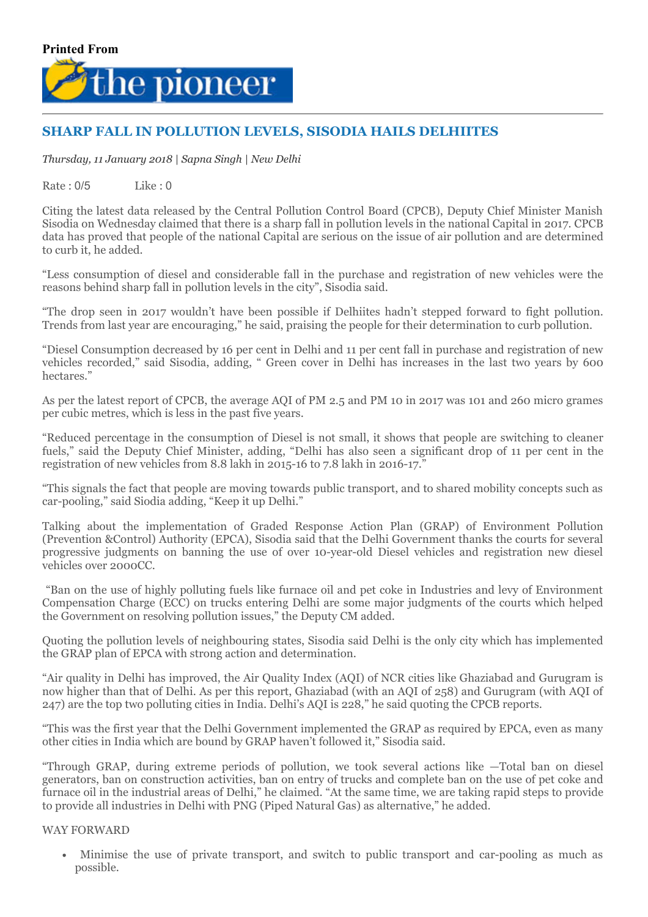Printed From

the pioneer

# SHARP FALL IN POLLUTION LEVELS, SISODIA HAILS DELHIITES

*Thursday, 11 January 2018 | Sapna Singh | New Delhi*

Rate : 0/5 Like : 0

Citing the latest data released by the Central Pollution Control Board (CPCB), Deputy Chief Minister Manish Sisodia on Wednesday claimed that there is a sharp fall in pollution levels in the national Capital in 2017. CPCB data has proved that people of the national Capital are serious on the issue of air pollution and are determined to curb it, he added.

"Less consumption of diesel and considerable fall in the purchase and registration of new vehicles were the reasons behind sharp fall in pollution levels in the city", Sisodia said.

"The drop seen in 2017 wouldn't have been possible if Delhiites hadn't stepped forward to fight pollution. Trends from last year are encouraging," he said, praising the people for their determination to curb pollution.

"Diesel Consumption decreased by 16 per cent in Delhi and 11 per cent fall in purchase and registration of new vehicles recorded," said Sisodia, adding, " Green cover in Delhi has increases in the last two years by 600 hectares."

As per the latest report of CPCB, the average AQI of PM 2.5 and PM 10 in 2017 was 101 and 260 micro grames per cubic metres, which is less in the past five years.

"Reduced percentage in the consumption of Diesel is not small, it shows that people are switching to cleaner fuels," said the Deputy Chief Minister, adding, "Delhi has also seen a significant drop of 11 per cent in the registration of new vehicles from 8.8 lakh in 2015-16 to 7.8 lakh in 2016-17."

"This signals the fact that people are moving towards public transport, and to shared mobility concepts such as car-pooling," said Siodia adding, "Keep it up Delhi."

Talking about the implementation of Graded Response Action Plan (GRAP) of Environment Pollution (Prevention &Control) Authority (EPCA), Sisodia said that the Delhi Government thanks the courts for several progressive judgments on banning the use of over 10-year-old Diesel vehicles and registration new diesel vehicles over 2000CC.

"Ban on the use of highly polluting fuels like furnace oil and pet coke in Industries and levy of Environment Compensation Charge (ECC) on trucks entering Delhi are some major judgments of the courts which helped the Government on resolving pollution issues," the Deputy CM added.

Quoting the pollution levels of neighbouring states, Sisodia said Delhi is the only city which has implemented the GRAP plan of EPCA with strong action and determination.

"Air quality in Delhi has improved, the Air Quality Index (AQI) of NCR cities like Ghaziabad and Gurugram is now higher than that of Delhi. As per this report, Ghaziabad (with an AQI of 258) and Gurugram (with AQI of 247) are the top two polluting cities in India. Delhi's AQI is 228," he said quoting the CPCB reports.

"This was the first year that the Delhi Government implemented the GRAP as required by EPCA, even as many other cities in India which are bound by GRAP haven't followed it," Sisodia said.

"Through GRAP, during extreme periods of pollution, we took several actions like —Total ban on diesel generators, ban on construction activities, ban on entry of trucks and complete ban on the use of pet coke and furnace oil in the industrial areas of Delhi," he claimed. "At the same time, we are taking rapid steps to provide to provide all industries in Delhi with PNG (Piped Natural Gas) as alternative," he added.

WAY FORWARD

- Minimise the use of private transport, and switch to public transport and car-pooling as much as possible.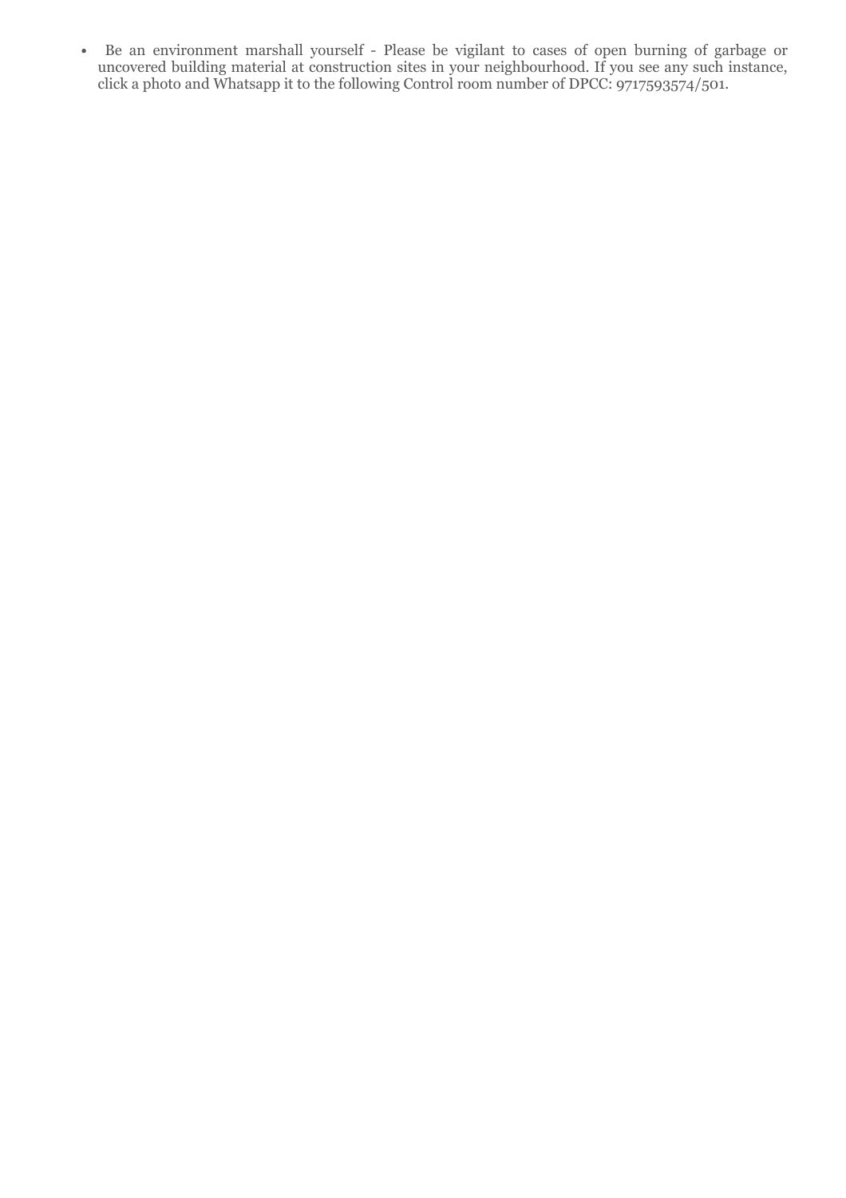- Be an environment marshall yourself - Please be vigilant to cases of open burning of garbage or uncovered building material at construction sites in your neighbourhood. If you see any such instance, click a photo and Whatsapp it to the following Control room number of DPCC: 9717593574/501.